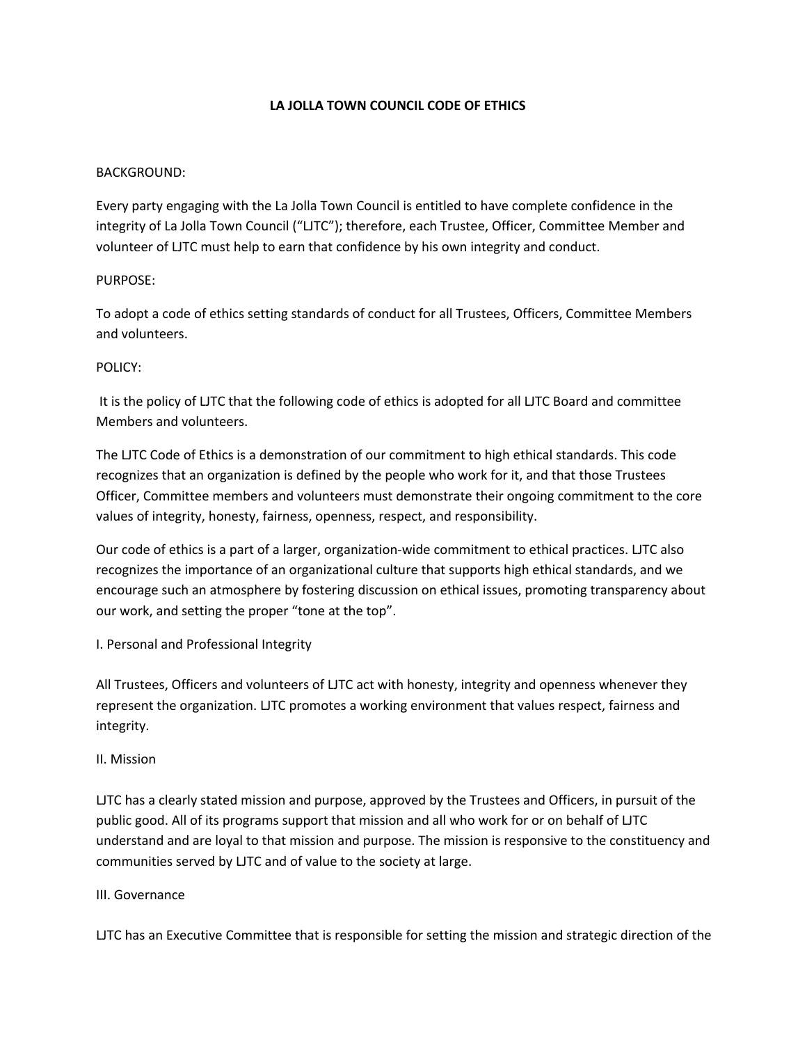# LA JOLLA TOWN COUNCIL CODE OF ETHICS

BACKGROUND:

Every party engaging with the La Jolla Town Council is entitled to have complete confidence in the integrity of La Jolla Town Council ("LJTC"); therefore, each Trustee, Officer, Committee Member and volunteer of LJTC must help to earn that confidence by his own integrity and conduct.

PURPOSE:

To adopt a code of ethics setting standards of conduct for all Trustees, Officers, Committee Members and volunteers.

POLICY:

It is the policy of LJTC that the following code of ethics is adopted for all LJTC Board and committee Members and volunteers.

The LJTC Code of Ethics is a demonstration of our commitment to high ethical standards. This code recognizes that an organization is defined by the people who work for it, and that those Trustees Officer, Committee members and volunteers must demonstrate their ongoing commitment to the core values of integrity, honesty, fairness, openness, respect, and responsibility.

Our code of ethics is a part of a larger, organization-wide commitment to ethical practices. LJTC also recognizes the importance of an organizational culture that supports high ethical standards, and we encourage such an atmosphere by fostering discussion on ethical issues, promoting transparency about our work, and setting the proper "tone at the top".

## I. Personal and Professional Integrity

All Trustees, Officers and volunteers of LJTC act with honesty, integrity and openness whenever they represent the organization. LJTC promotes a working environment that values respect, fairness and integrity.

## II. Mission

LJTC has a clearly stated mission and purpose, approved by the Trustees and Officers, in pursuit of the public good. All of its programs support that mission and all who work for or on behalf of LJTC understand and are loyal to that mission and purpose. The mission is responsive to the constituency and communities served by LJTC and of value to the society at large.

## III. Governance

LJTC has an Executive Committee that is responsible for setting the mission and strategic direction of the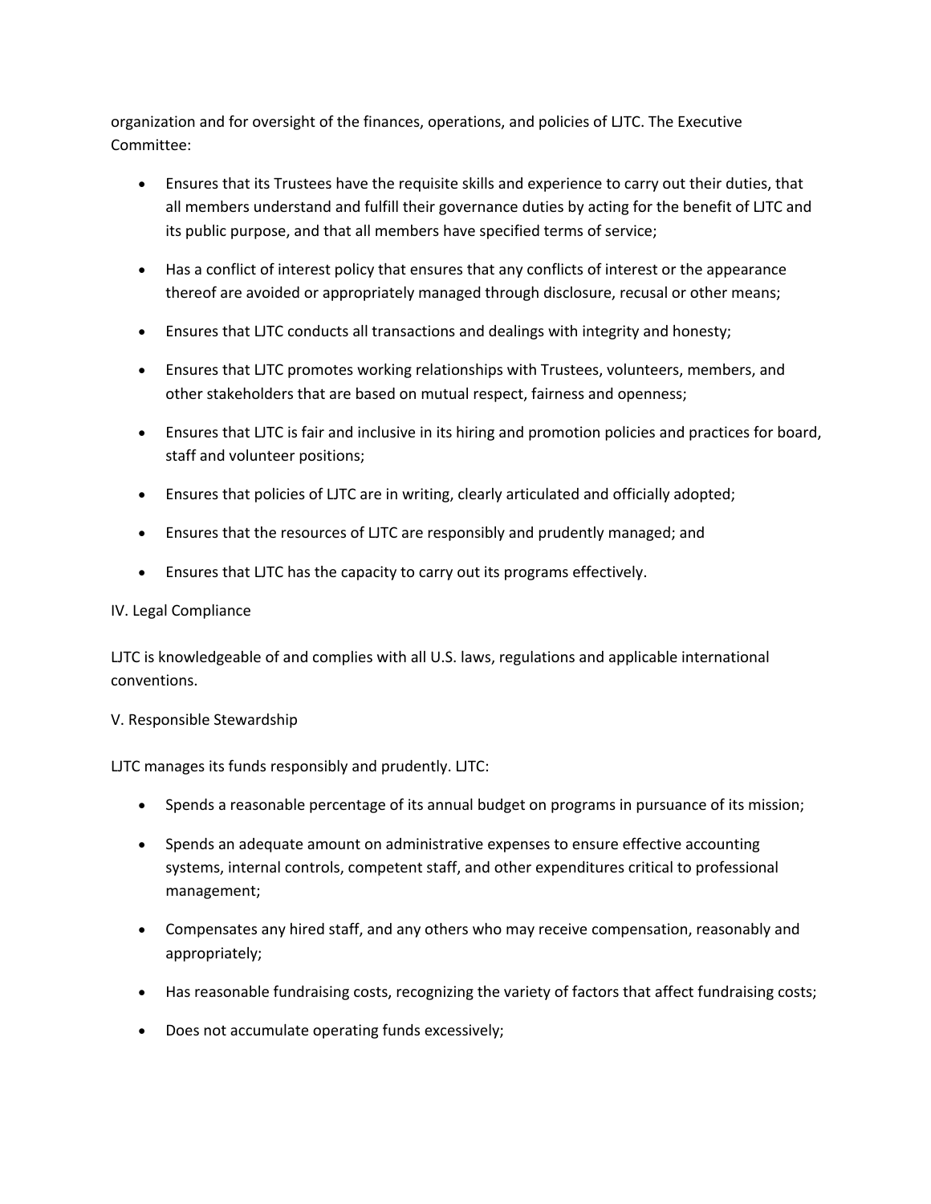organization and for oversight of the finances, operations, and policies of LJTC. The Executive Committee:

- Ensures that its Trustees have the requisite skills and experience to carry out their duties, that all members understand and fulfill their governance duties by acting for the benefit of LJTC and its public purpose, and that all members have specified terms of service;
- Has a conflict of interest policy that ensures that any conflicts of interest or the appearance thereof are avoided or appropriately managed through disclosure, recusal or other means;
- Ensures that LJTC conducts all transactions and dealings with integrity and honesty;
- Ensures that LJTC promotes working relationships with Trustees, volunteers, members, and other stakeholders that are based on mutual respect, fairness and openness;
- Ensures that LJTC is fair and inclusive in its hiring and promotion policies and practices for board, staff and volunteer positions;
- Ensures that policies of LJTC are in writing, clearly articulated and officially adopted;
- Ensures that the resources of LJTC are responsibly and prudently managed; and
- Ensures that LJTC has the capacity to carry out its programs effectively.

IV. Legal Compliance

LJTC is knowledgeable of and complies with all U.S. laws, regulations and applicable international conventions.

V. Responsible Stewardship

LJTC manages its funds responsibly and prudently. LJTC:

- Spends a reasonable percentage of its annual budget on programs in pursuance of its mission;
- Spends an adequate amount on administrative expenses to ensure effective accounting systems, internal controls, competent staff, and other expenditures critical to professional management;
- Compensates any hired staff, and any others who may receive compensation, reasonably and appropriately;
- Has reasonable fundraising costs, recognizing the variety of factors that affect fundraising costs;
- Does not accumulate operating funds excessively;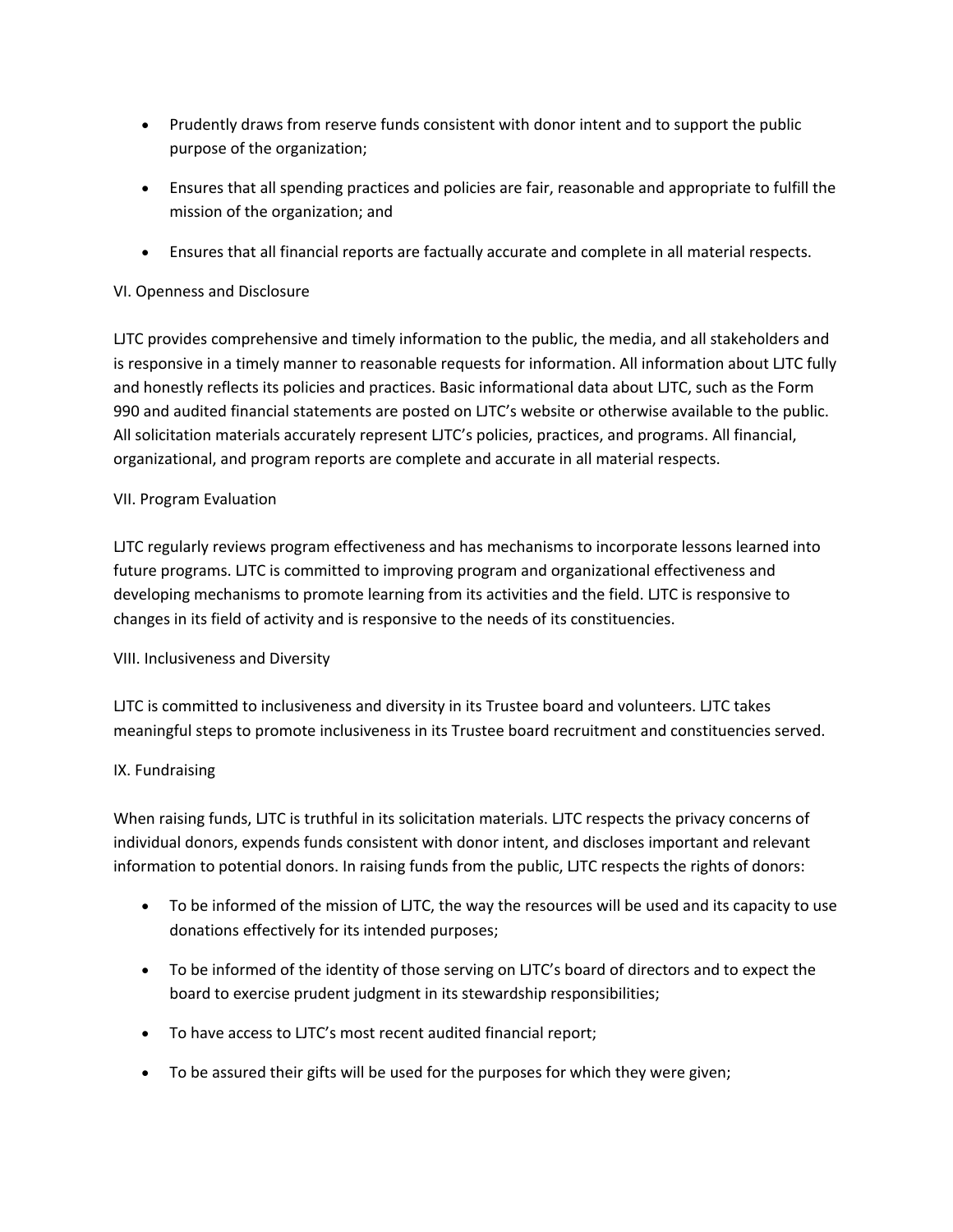- Prudently draws from reserve funds consistent with donor intent and to support the public purpose of the organization;
- Ensures that all spending practices and policies are fair, reasonable and appropriate to fulfill the mission of the organization; and
- Ensures that all financial reports are factually accurate and complete in all material respects.

## VI. Openness and Disclosure

LJTC provides comprehensive and timely information to the public, the media, and all stakeholders and is responsive in a timely manner to reasonable requests for information. All information about LJTC fully and honestly reflects its policies and practices. Basic informational data about LJTC, such as the Form 990 and audited financial statements are posted on LJTC's website or otherwise available to the public. All solicitation materials accurately represent LJTC's policies, practices, and programs. All financial, organizational, and program reports are complete and accurate in all material respects.

## VII. Program Evaluation

LJTC regularly reviews program effectiveness and has mechanisms to incorporate lessons learned into future programs. LJTC is committed to improving program and organizational effectiveness and developing mechanisms to promote learning from its activities and the field. LJTC is responsive to changes in its field of activity and is responsive to the needs of its constituencies.

## VIII. Inclusiveness and Diversity

LJTC is committed to inclusiveness and diversity in its Trustee board and volunteers. LJTC takes meaningful steps to promote inclusiveness in its Trustee board recruitment and constituencies served.

## IX. Fundraising

When raising funds, LJTC is truthful in its solicitation materials. LJTC respects the privacy concerns of individual donors, expends funds consistent with donor intent, and discloses important and relevant information to potential donors. In raising funds from the public, LJTC respects the rights of donors:

- To be informed of the mission of LJTC, the way the resources will be used and its capacity to use donations effectively for its intended purposes;
- To be informed of the identity of those serving on LJTC's board of directors and to expect the board to exercise prudent judgment in its stewardship responsibilities;
- To have access to LJTC's most recent audited financial report;
- To be assured their gifts will be used for the purposes for which they were given;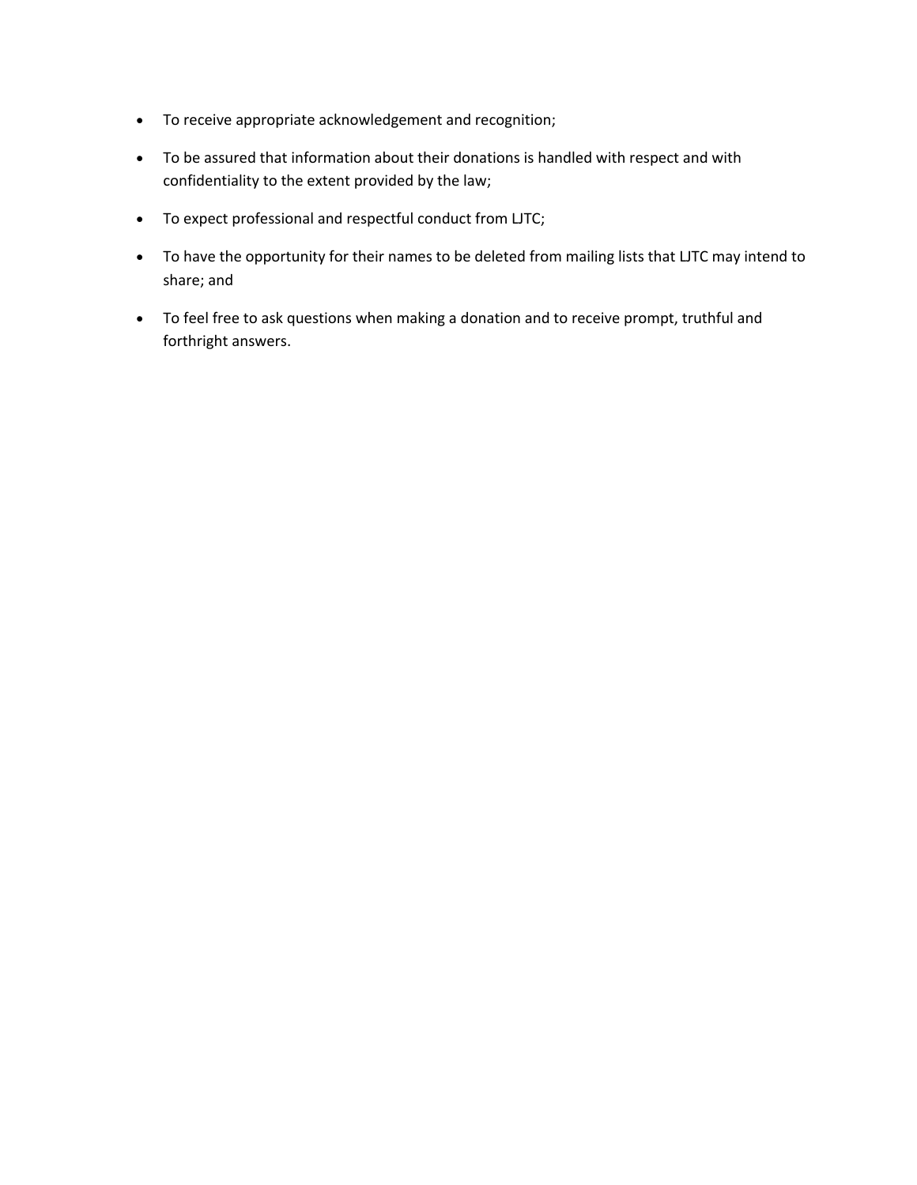- To receive appropriate acknowledgement and recognition;
- To be assured that information about their donations is handled with respect and with confidentiality to the extent provided by the law;
- To expect professional and respectful conduct from LJTC;
- To have the opportunity for their names to be deleted from mailing lists that LJTC may intend to share; and
- To feel free to ask questions when making a donation and to receive prompt, truthful and forthright answers.